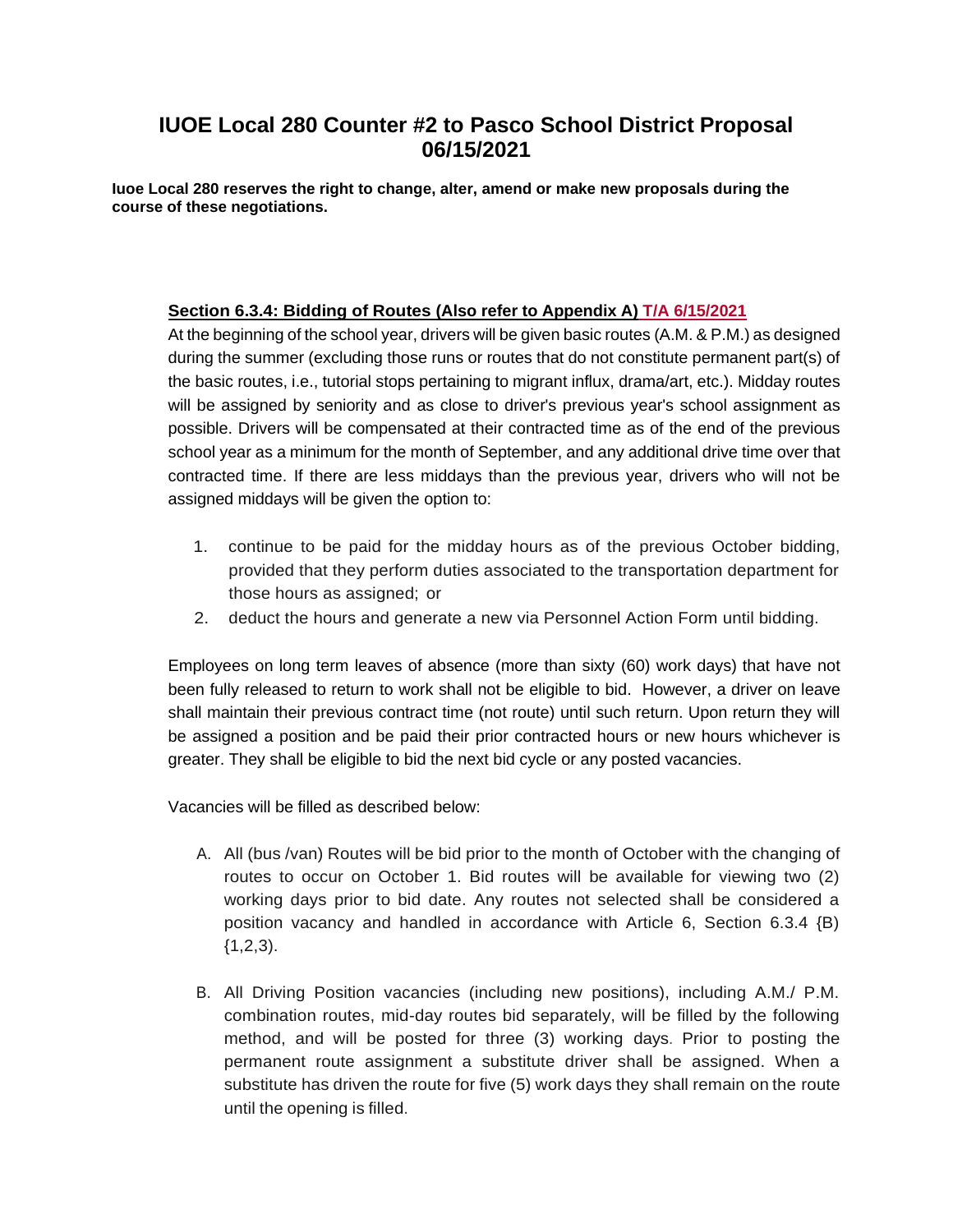# IUOE Local 280 Counter #2 to Pasco School District Proposal 06/15/2021

**Iuoe Local 280 reserves the right to change, alter, amend or make new proposals during the course of these negotiations.**

**Section 6.3.4: Bidding of Routes (Also refer to Appendix A) T/A 6/15/2021**

At the beginning of the school year, drivers will be given basic routes (A.M. & P.M.) as designed during the summer (excluding those runs or routes that do not constitute permanent part(s) of the basic routes, i.e., tutorial stops pertaining to migrant influx, drama/art, etc.). Midday routes will be assigned by seniority and as close to driver's previous year's school assignment as possible. Drivers will be compensated at their contracted time as of the end of the previous school year as a minimum for the month of September, and any additional drive time over that contracted time. If there are less middays than the previous year, drivers who will not be assigned middays will be given the option to:

1. continue to be paid for the midday hours as of the previous October bidding, provided that they perform duties associated to the transportation department for those hours as assigned; or
2. deduct the hours and generate a new via Personnel Action Form until bidding.

Employees on long term leaves of absence (more than sixty (60) work days) that have not been fully released to return to work shall not be eligible to bid. However, a driver on leave shall maintain their previous contract time (not route) until such return. Upon return they will be assigned a position and be paid their prior contracted hours or new hours whichever is greater. They shall be eligible to bid the next bid cycle or any posted vacancies.

Vacancies will be filled as described below:

A. All (bus /van) Routes will be bid prior to the month of October with the changing of routes to occur on October 1. Bid routes will be available for viewing two (2) working days prior to bid date. Any routes not selected shall be considered a position vacancy and handled in accordance with Article 6, Section 6.3.4 {B) {1,2,3).

B. All Driving Position vacancies (including new positions), including A.M./ P.M. combination routes, mid-day routes bid separately, will be filled by the following method, and will be posted for three (3) working days. Prior to posting the permanent route assignment a substitute driver shall be assigned. When a substitute has driven the route for five (5) work days they shall remain on the route until the opening is filled.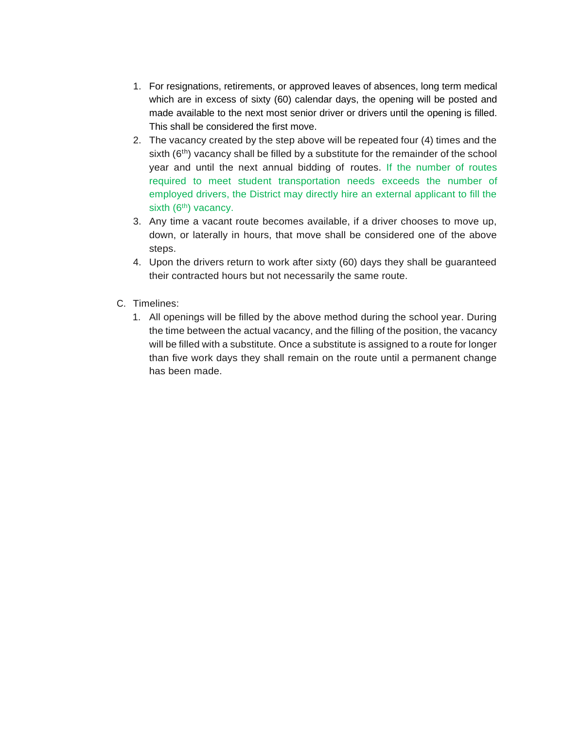1. For resignations, retirements, or approved leaves of absences, long term medical which are in excess of sixty (60) calendar days, the opening will be posted and made available to the next most senior driver or drivers until the opening is filled. This shall be considered the first move.
2. The vacancy created by the step above will be repeated four (4) times and the sixth (6th) vacancy shall be filled by a substitute for the remainder of the school year and until the next annual bidding of routes. If the number of routes required to meet student transportation needs exceeds the number of employed drivers, the District may directly hire an external applicant to fill the sixth (6th) vacancy.
3. Any time a vacant route becomes available, if a driver chooses to move up, down, or laterally in hours, that move shall be considered one of the above steps.
4. Upon the drivers return to work after sixty (60) days they shall be guaranteed their contracted hours but not necessarily the same route.

C. Timelines:

1. All openings will be filled by the above method during the school year. During the time between the actual vacancy, and the filling of the position, the vacancy will be filled with a substitute. Once a substitute is assigned to a route for longer than five work days they shall remain on the route until a permanent change has been made.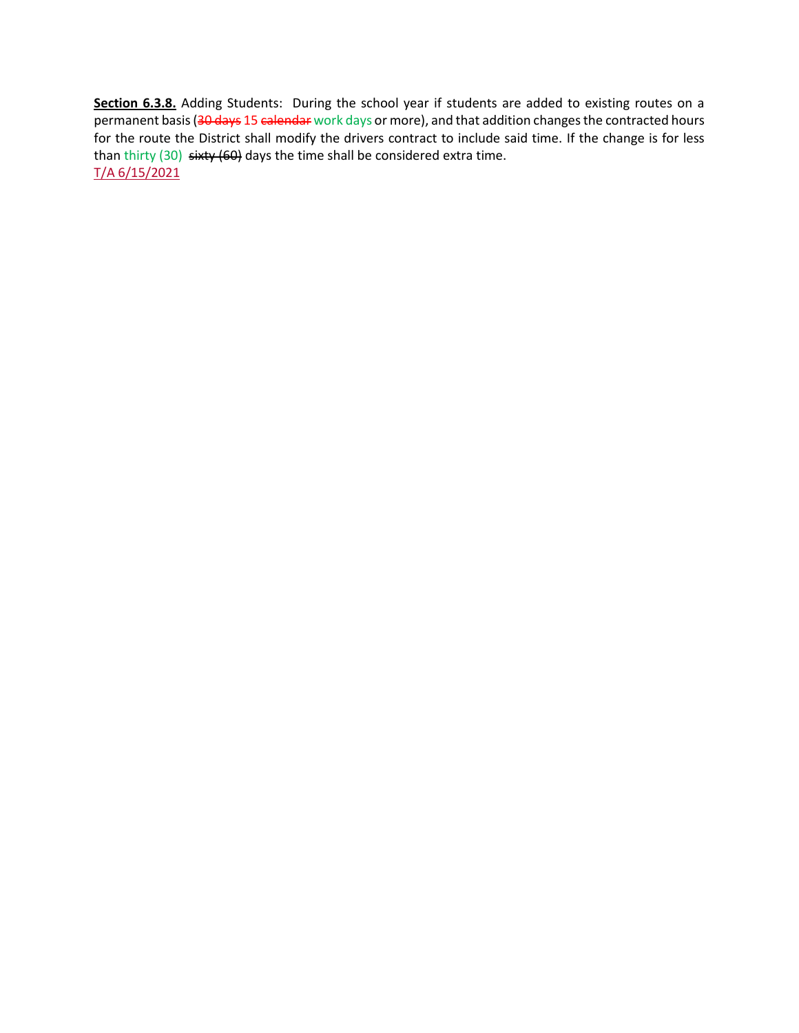**Section 6.3.8.** Adding Students: During the school year if students are added to existing routes on a permanent basis (~~30 days~~ 15 ~~calendar~~ work days or more), and that addition changes the contracted hours for the route the District shall modify the drivers contract to include said time. If the change is for less than thirty (30) ~~sixty (60)~~ days the time shall be considered extra time.

T/A 6/15/2021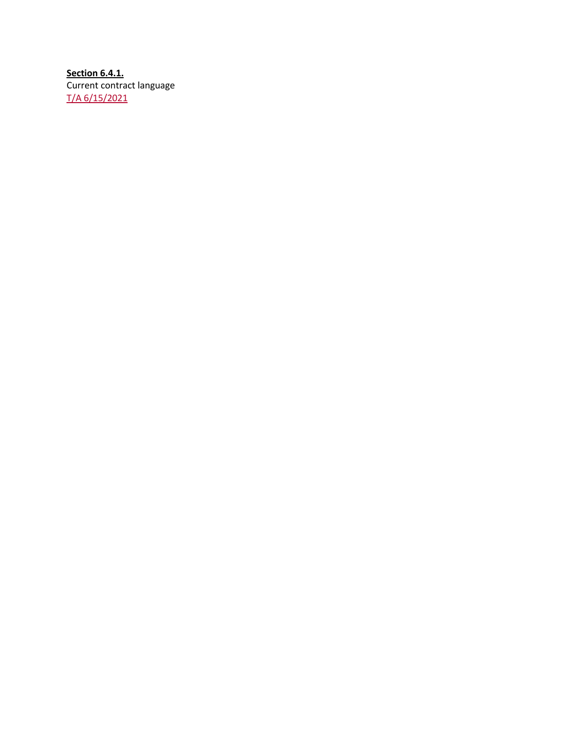**<u>Section 6.4.1.</u>**
Current contract language
<u>T/A 6/15/2021</u>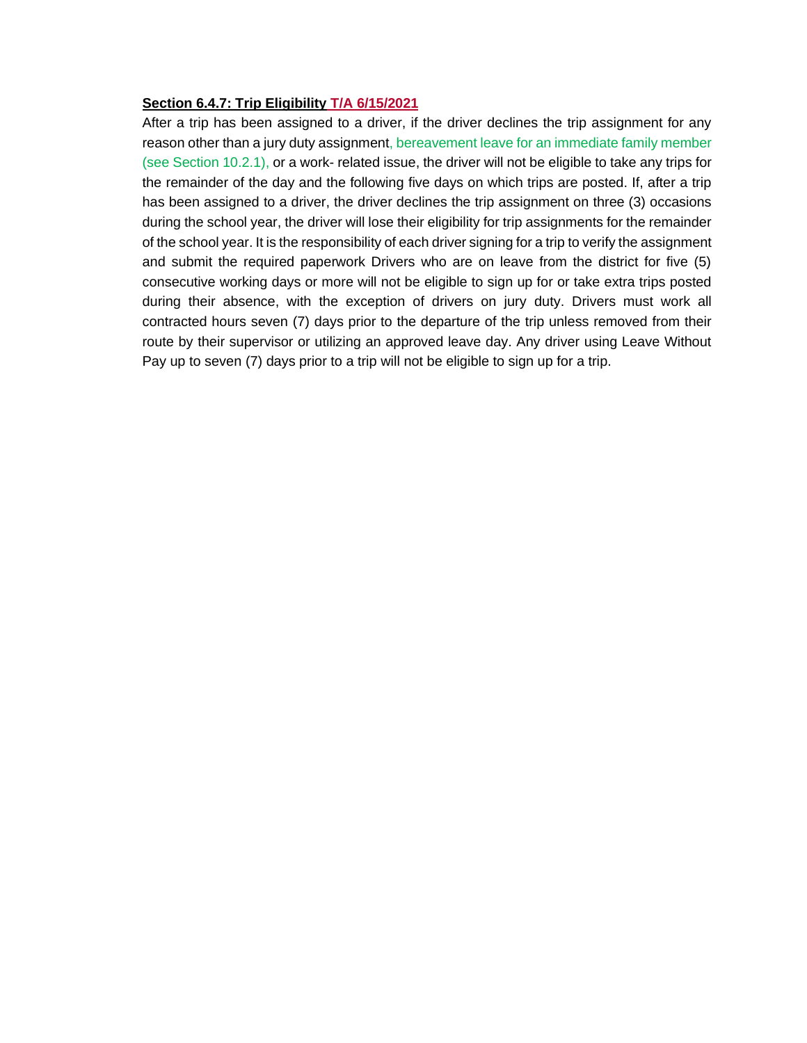**<u>Section 6.4.7: Trip Eligibility T/A 6/15/2021</u>**

After a trip has been assigned to a driver, if the driver declines the trip assignment for any reason other than a jury duty assignment, bereavement leave for an immediate family member (see Section 10.2.1), or a work- related issue, the driver will not be eligible to take any trips for the remainder of the day and the following five days on which trips are posted. If, after a trip has been assigned to a driver, the driver declines the trip assignment on three (3) occasions during the school year, the driver will lose their eligibility for trip assignments for the remainder of the school year. It is the responsibility of each driver signing for a trip to verify the assignment and submit the required paperwork Drivers who are on leave from the district for five (5) consecutive working days or more will not be eligible to sign up for or take extra trips posted during their absence, with the exception of drivers on jury duty. Drivers must work all contracted hours seven (7) days prior to the departure of the trip unless removed from their route by their supervisor or utilizing an approved leave day. Any driver using Leave Without Pay up to seven (7) days prior to a trip will not be eligible to sign up for a trip.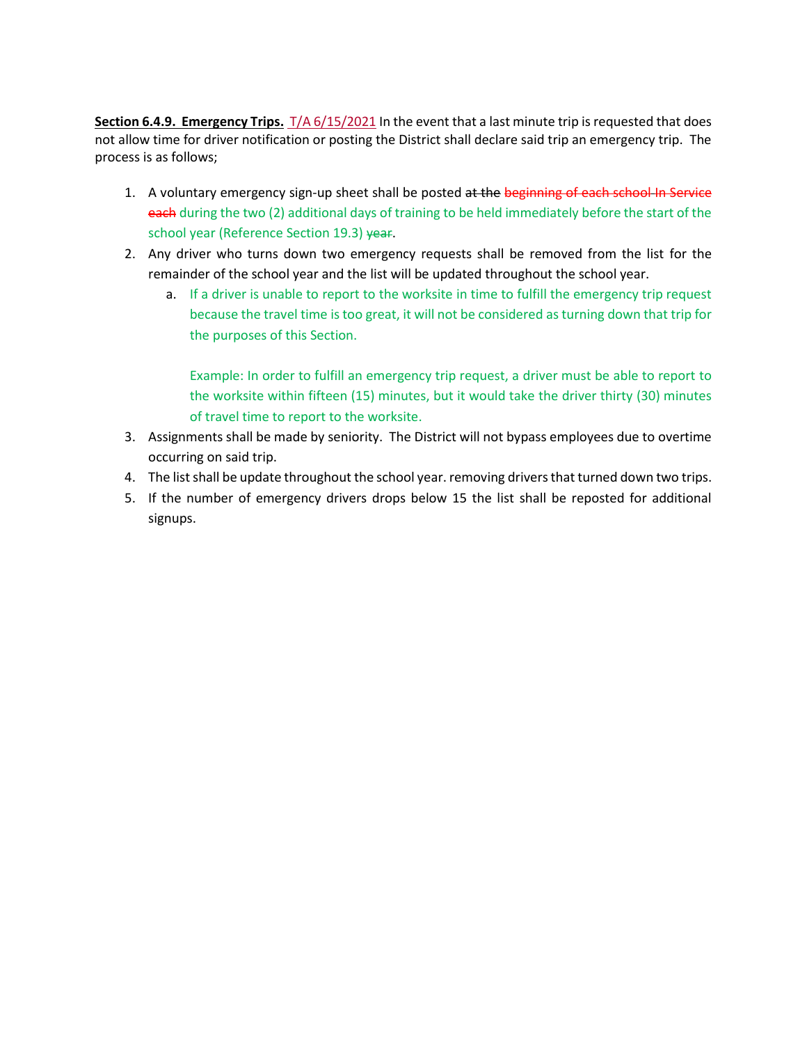**Section 6.4.9. Emergency Trips.** T/A 6/15/2021 In the event that a last minute trip is requested that does not allow time for driver notification or posting the District shall declare said trip an emergency trip. The process is as follows;

1. A voluntary emergency sign-up sheet shall be posted ~~at the~~ ~~beginning of each school In Service each~~ during the two (2) additional days of training to be held immediately before the start of the school year (Reference Section 19.3) ~~year~~.
2. Any driver who turns down two emergency requests shall be removed from the list for the remainder of the school year and the list will be updated throughout the school year.
   a. If a driver is unable to report to the worksite in time to fulfill the emergency trip request because the travel time is too great, it will not be considered as turning down that trip for the purposes of this Section.

      Example: In order to fulfill an emergency trip request, a driver must be able to report to the worksite within fifteen (15) minutes, but it would take the driver thirty (30) minutes of travel time to report to the worksite.
3. Assignments shall be made by seniority. The District will not bypass employees due to overtime occurring on said trip.
4. The list shall be update throughout the school year. removing drivers that turned down two trips.
5. If the number of emergency drivers drops below 15 the list shall be reposted for additional signups.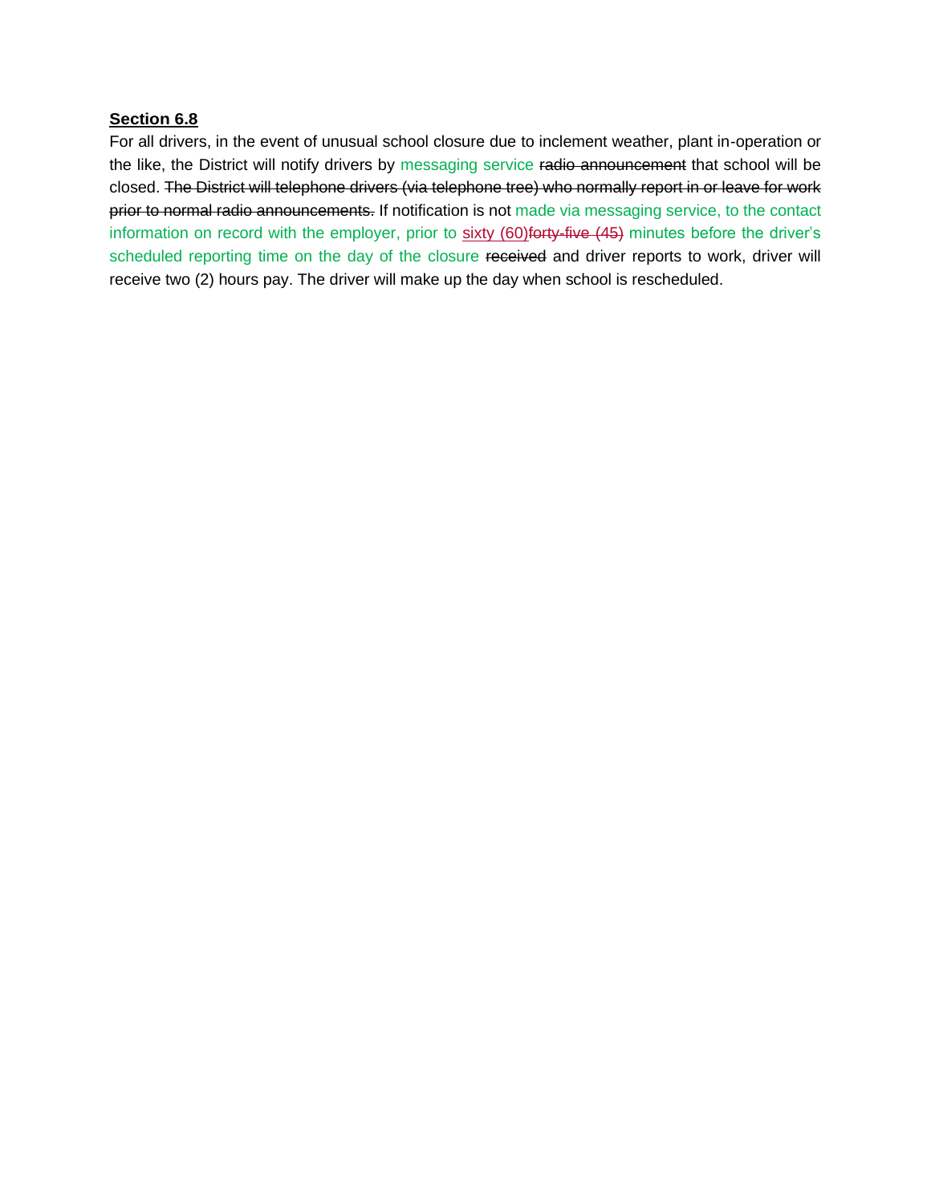**Section 6.8**

For all drivers, in the event of unusual school closure due to inclement weather, plant in-operation or the like, the District will notify drivers by messaging service ~~radio announcement~~ that school will be closed. ~~The District will telephone drivers (via telephone tree) who normally report in or leave for work prior to normal radio announcements.~~ If notification is not made via messaging service, to the contact information on record with the employer, prior to sixty (60)~~forty-five (45)~~ minutes before the driver's scheduled reporting time on the day of the closure ~~received~~ and driver reports to work, driver will receive two (2) hours pay. The driver will make up the day when school is rescheduled.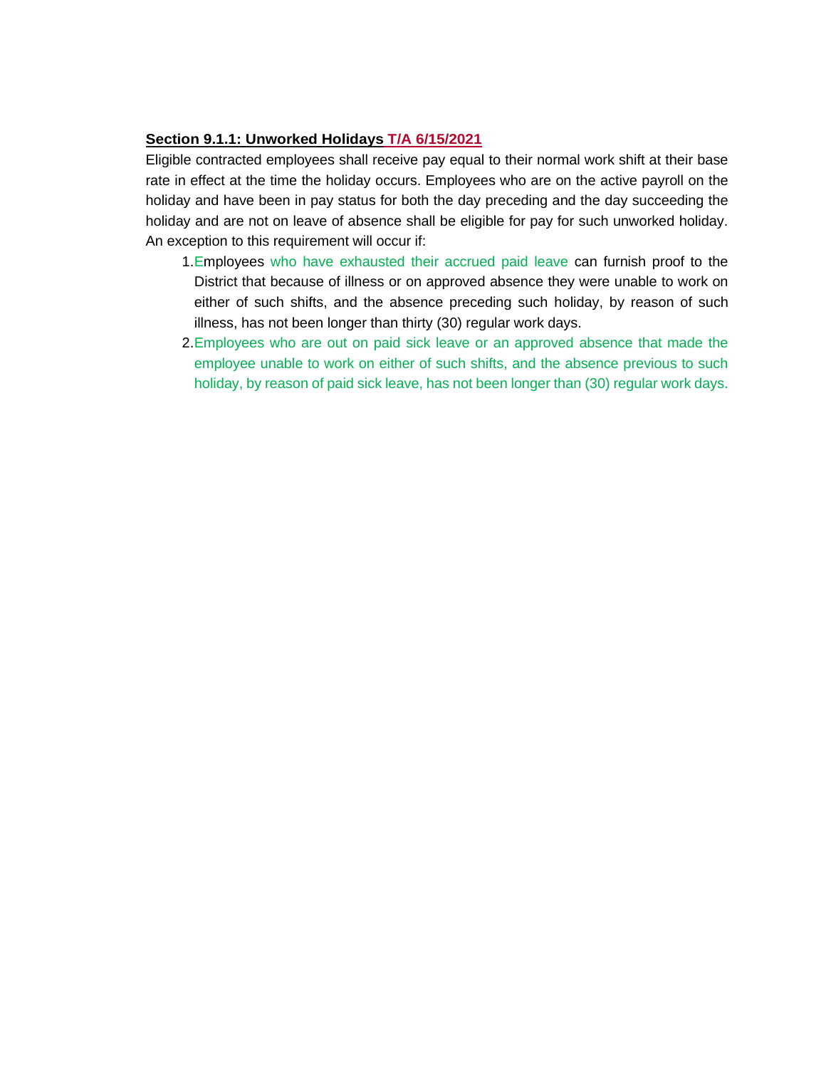**Section 9.1.1: Unworked Holidays T/A 6/15/2021**

Eligible contracted employees shall receive pay equal to their normal work shift at their base rate in effect at the time the holiday occurs. Employees who are on the active payroll on the holiday and have been in pay status for both the day preceding and the day succeeding the holiday and are not on leave of absence shall be eligible for pay for such unworked holiday. An exception to this requirement will occur if:

1. Employees who have exhausted their accrued paid leave can furnish proof to the District that because of illness or on approved absence they were unable to work on either of such shifts, and the absence preceding such holiday, by reason of such illness, has not been longer than thirty (30) regular work days.
2. Employees who are out on paid sick leave or an approved absence that made the employee unable to work on either of such shifts, and the absence previous to such holiday, by reason of paid sick leave, has not been longer than (30) regular work days.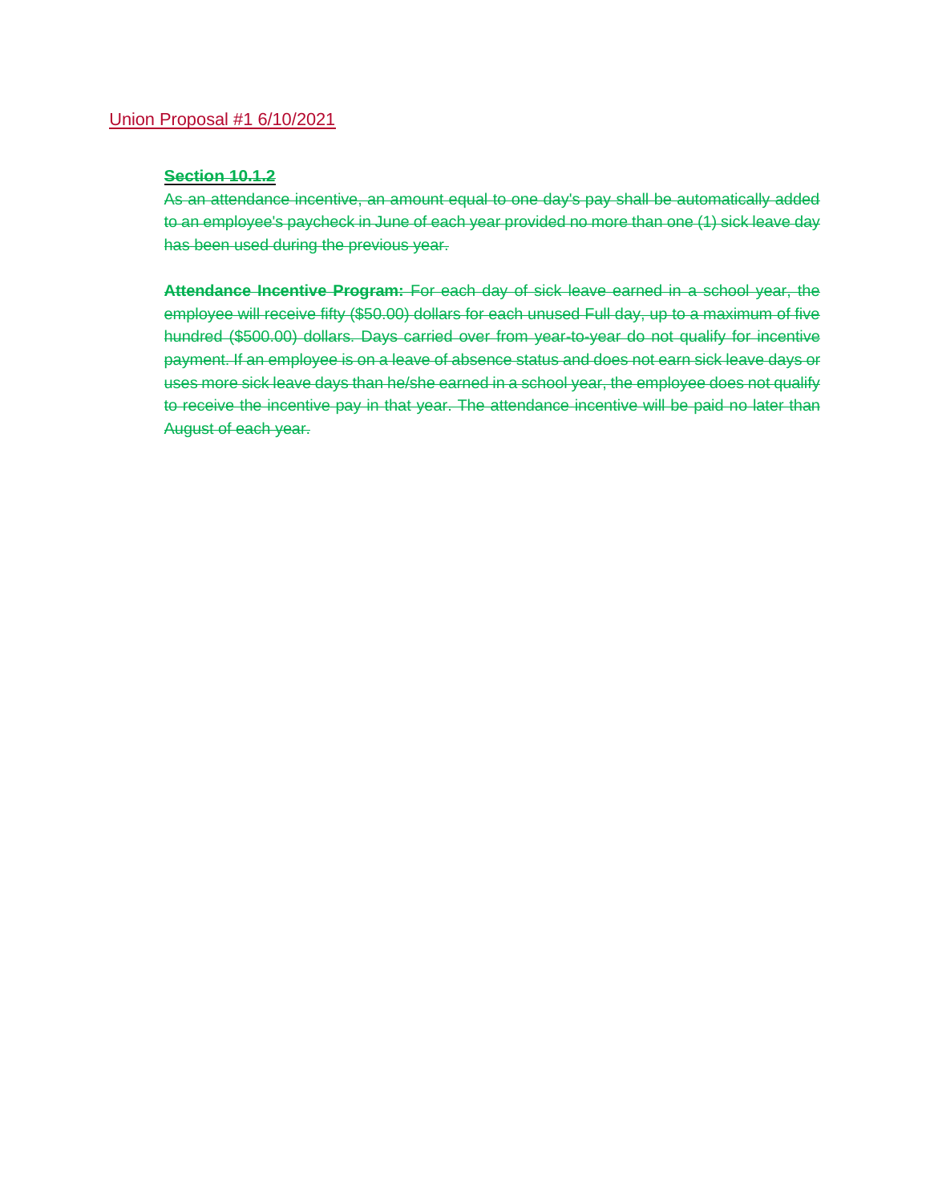Union Proposal #1 6/10/2021

~~**Section 10.1.2**~~

~~As an attendance incentive, an amount equal to one day's pay shall be automatically added to an employee's paycheck in June of each year provided no more than one (1) sick leave day has been used during the previous year.~~

~~**Attendance Incentive Program:** For each day of sick leave earned in a school year, the employee will receive fifty ($50.00) dollars for each unused Full day, up to a maximum of five hundred ($500.00) dollars. Days carried over from year-to-year do not qualify for incentive payment. If an employee is on a leave of absence status and does not earn sick leave days or uses more sick leave days than he/she earned in a school year, the employee does not qualify to receive the incentive pay in that year. The attendance incentive will be paid no later than August of each year.~~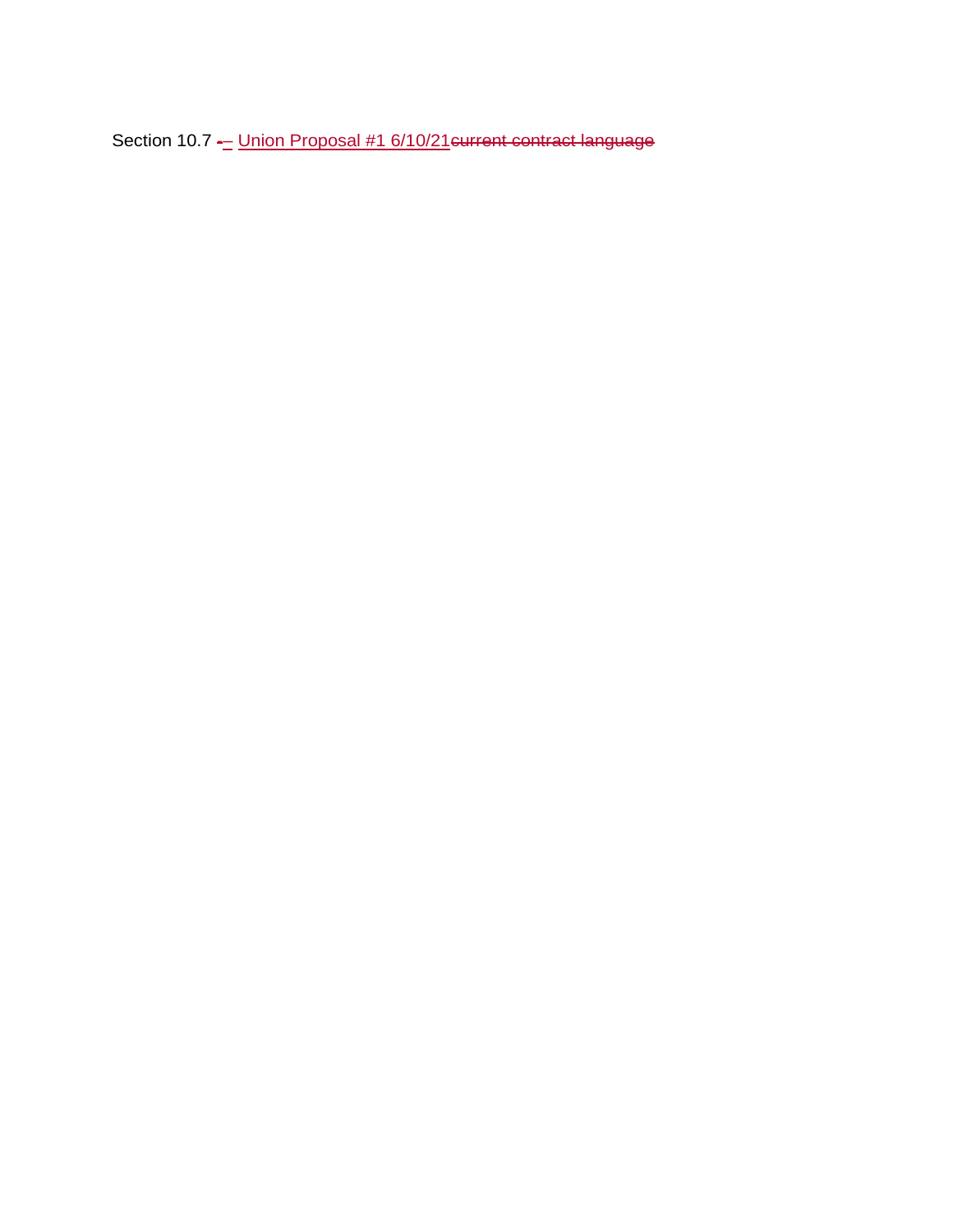Section 10.7 -– Union Proposal #1 6/10/21~~current contract language~~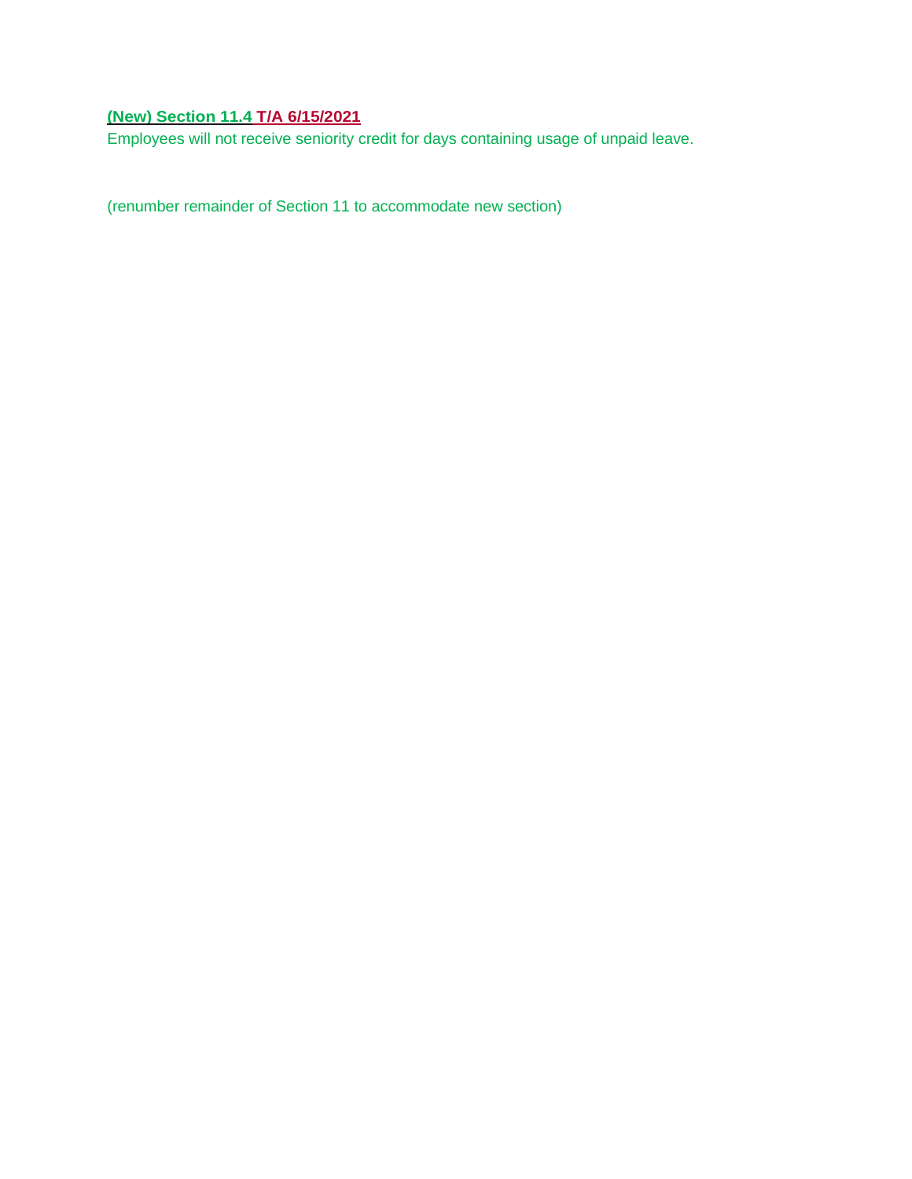**(New) Section 11.4 T/A 6/15/2021**

Employees will not receive seniority credit for days containing usage of unpaid leave.

(renumber remainder of Section 11 to accommodate new section)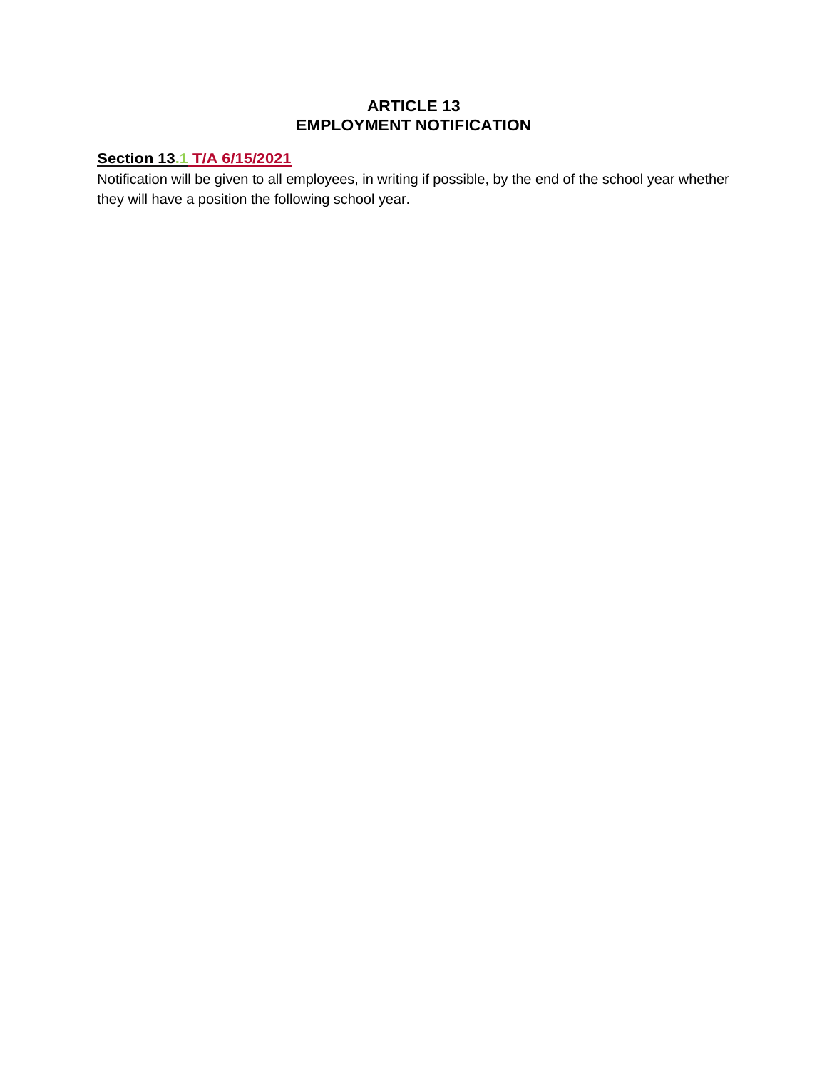# ARTICLE 13
# EMPLOYMENT NOTIFICATION

**Section 13.1 T/A 6/15/2021**

Notification will be given to all employees, in writing if possible, by the end of the school year whether they will have a position the following school year.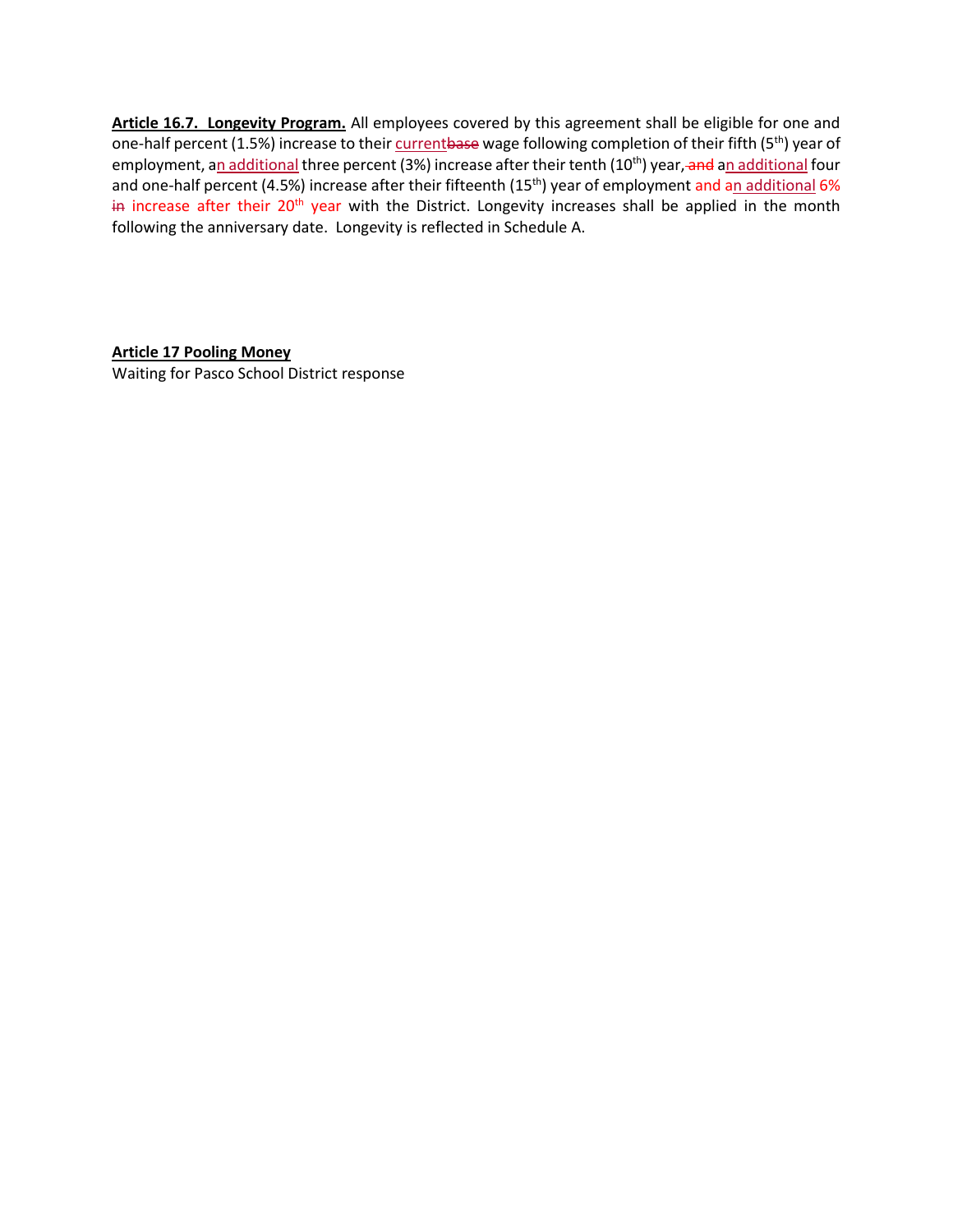**Article 16.7. Longevity Program.** All employees covered by this agreement shall be eligible for one and one-half percent (1.5%) increase to their currentbase wage following completion of their fifth (5th) year of employment, an additional three percent (3%) increase after their tenth (10th) year, and an additional four and one-half percent (4.5%) increase after their fifteenth (15th) year of employment and an additional 6% in increase after their 20th year with the District. Longevity increases shall be applied in the month following the anniversary date. Longevity is reflected in Schedule A.

**Article 17 Pooling Money**

Waiting for Pasco School District response